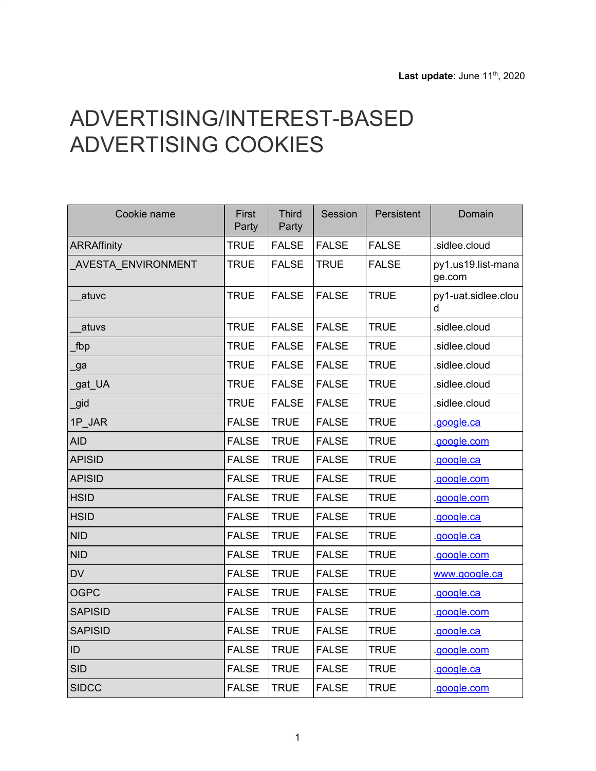**Last update**: June 11th, 2020

# ADVERTISING/INTEREST-BASED ADVERTISING COOKIES

| Cookie name | First Party | Third Party | Session | Persistent | Domain |
|---|---|---|---|---|---|
| ARRAffinity | TRUE | FALSE | FALSE | FALSE | .sidlee.cloud |
| _AVESTA_ENVIRONMENT | TRUE | FALSE | TRUE | FALSE | py1.us19.list-manage.com |
| __atuvc | TRUE | FALSE | FALSE | TRUE | py1-uat.sidlee.cloud |
| __atuvs | TRUE | FALSE | FALSE | TRUE | .sidlee.cloud |
| _fbp | TRUE | FALSE | FALSE | TRUE | .sidlee.cloud |
| _ga | TRUE | FALSE | FALSE | TRUE | .sidlee.cloud |
| _gat_UA | TRUE | FALSE | FALSE | TRUE | .sidlee.cloud |
| _gid | TRUE | FALSE | FALSE | TRUE | .sidlee.cloud |
| 1P_JAR | FALSE | TRUE | FALSE | TRUE | .google.ca |
| AID | FALSE | TRUE | FALSE | TRUE | .google.com |
| APISID | FALSE | TRUE | FALSE | TRUE | .google.ca |
| APISID | FALSE | TRUE | FALSE | TRUE | .google.com |
| HSID | FALSE | TRUE | FALSE | TRUE | .google.com |
| HSID | FALSE | TRUE | FALSE | TRUE | .google.ca |
| NID | FALSE | TRUE | FALSE | TRUE | .google.ca |
| NID | FALSE | TRUE | FALSE | TRUE | .google.com |
| DV | FALSE | TRUE | FALSE | TRUE | www.google.ca |
| OGPC | FALSE | TRUE | FALSE | TRUE | .google.ca |
| SAPISID | FALSE | TRUE | FALSE | TRUE | .google.com |
| SAPISID | FALSE | TRUE | FALSE | TRUE | .google.ca |
| ID | FALSE | TRUE | FALSE | TRUE | .google.com |
| SID | FALSE | TRUE | FALSE | TRUE | .google.ca |
| SIDCC | FALSE | TRUE | FALSE | TRUE | .google.com |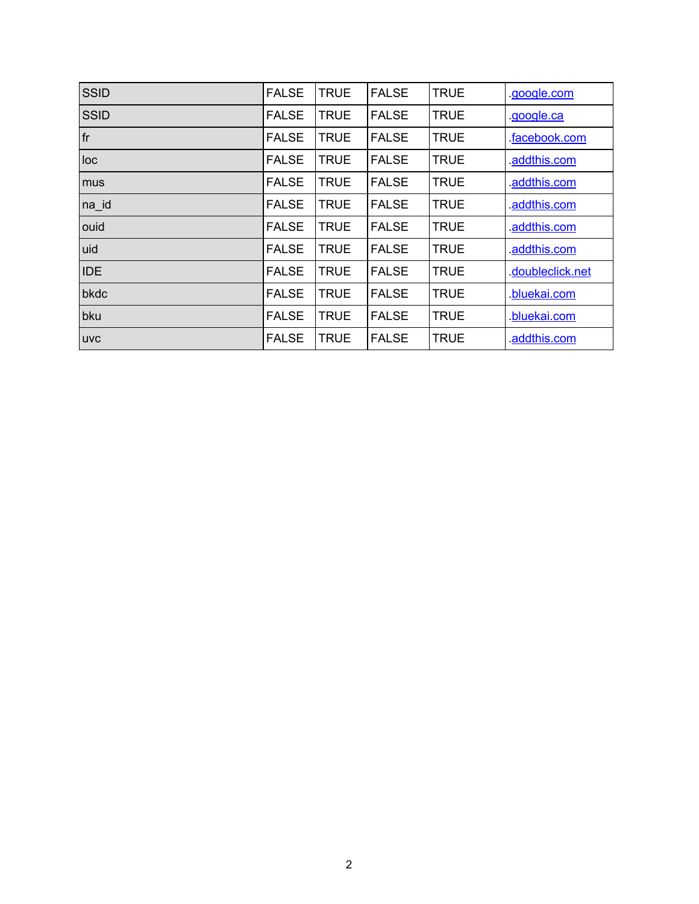| | | | | | |
|---|---|---|---|---|---|
| SSID | FALSE | TRUE | FALSE | TRUE | .google.com |
| SSID | FALSE | TRUE | FALSE | TRUE | .google.ca |
| fr | FALSE | TRUE | FALSE | TRUE | .facebook.com |
| loc | FALSE | TRUE | FALSE | TRUE | .addthis.com |
| mus | FALSE | TRUE | FALSE | TRUE | .addthis.com |
| na_id | FALSE | TRUE | FALSE | TRUE | .addthis.com |
| ouid | FALSE | TRUE | FALSE | TRUE | .addthis.com |
| uid | FALSE | TRUE | FALSE | TRUE | .addthis.com |
| IDE | FALSE | TRUE | FALSE | TRUE | .doubleclick.net |
| bkdc | FALSE | TRUE | FALSE | TRUE | .bluekai.com |
| bku | FALSE | TRUE | FALSE | TRUE | .bluekai.com |
| uvc | FALSE | TRUE | FALSE | TRUE | .addthis.com |